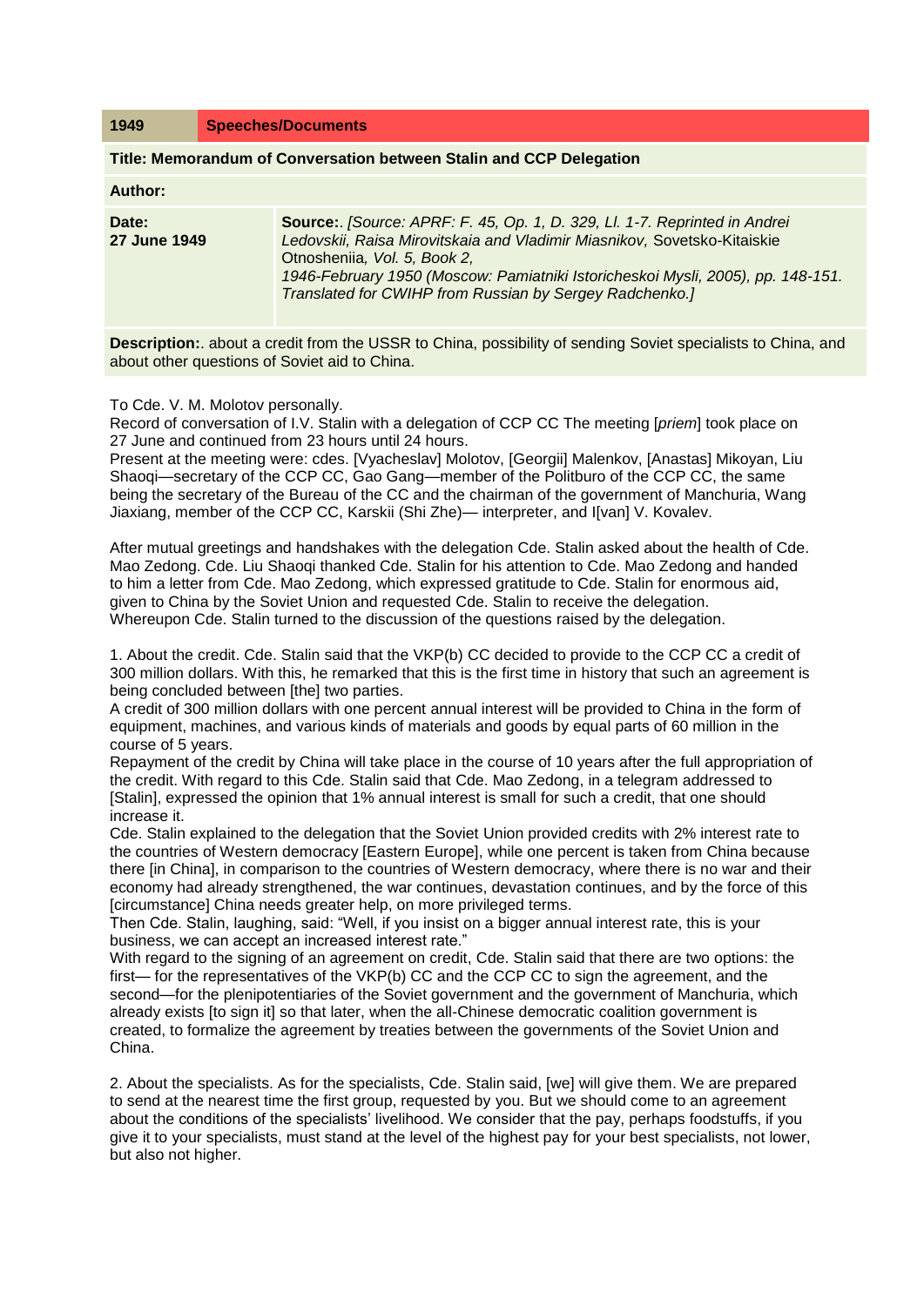| 1949 | Speeches/Documents |
|---|---|

**Title: Memorandum of Conversation between Stalin and CCP Delegation**

**Author:**

| **Date:** **27 June 1949** | **Source:**. *[Source: APRF: F. 45, Op. 1, D. 329, Ll. 1-7. Reprinted in Andrei Ledovskii, Raisa Mirovitskaia and Vladimir Miasnikov,* Sovetsko-Kitaiskie Otnosheniia*, Vol. 5, Book 2, 1946-February 1950 (Moscow: Pamiatniki Istoricheskoi Mysli, 2005), pp. 148-151. Translated for CWIHP from Russian by Sergey Radchenko.]* |
|---|---|

**Description:**. about a credit from the USSR to China, possibility of sending Soviet specialists to China, and about other questions of Soviet aid to China.

To Cde. V. M. Molotov personally.
Record of conversation of I.V. Stalin with a delegation of CCP CC The meeting [*priem*] took place on 27 June and continued from 23 hours until 24 hours.
Present at the meeting were: cdes. [Vyacheslav] Molotov, [Georgii] Malenkov, [Anastas] Mikoyan, Liu Shaoqi—secretary of the CCP CC, Gao Gang—member of the Politburo of the CCP CC, the same being the secretary of the Bureau of the CC and the chairman of the government of Manchuria, Wang Jiaxiang, member of the CCP CC, Karskii (Shi Zhe)— interpreter, and I[van] V. Kovalev.

After mutual greetings and handshakes with the delegation Cde. Stalin asked about the health of Cde. Mao Zedong. Cde. Liu Shaoqi thanked Cde. Stalin for his attention to Cde. Mao Zedong and handed to him a letter from Cde. Mao Zedong, which expressed gratitude to Cde. Stalin for enormous aid, given to China by the Soviet Union and requested Cde. Stalin to receive the delegation.
Whereupon Cde. Stalin turned to the discussion of the questions raised by the delegation.

1. About the credit. Cde. Stalin said that the VKP(b) CC decided to provide to the CCP CC a credit of 300 million dollars. With this, he remarked that this is the first time in history that such an agreement is being concluded between [the] two parties.
A credit of 300 million dollars with one percent annual interest will be provided to China in the form of equipment, machines, and various kinds of materials and goods by equal parts of 60 million in the course of 5 years.
Repayment of the credit by China will take place in the course of 10 years after the full appropriation of the credit. With regard to this Cde. Stalin said that Cde. Mao Zedong, in a telegram addressed to [Stalin], expressed the opinion that 1% annual interest is small for such a credit, that one should increase it.
Cde. Stalin explained to the delegation that the Soviet Union provided credits with 2% interest rate to the countries of Western democracy [Eastern Europe], while one percent is taken from China because there [in China], in comparison to the countries of Western democracy, where there is no war and their economy had already strengthened, the war continues, devastation continues, and by the force of this [circumstance] China needs greater help, on more privileged terms.
Then Cde. Stalin, laughing, said: “Well, if you insist on a bigger annual interest rate, this is your business, we can accept an increased interest rate.”
With regard to the signing of an agreement on credit, Cde. Stalin said that there are two options: the first— for the representatives of the VKP(b) CC and the CCP CC to sign the agreement, and the second—for the plenipotentiaries of the Soviet government and the government of Manchuria, which already exists [to sign it] so that later, when the all-Chinese democratic coalition government is created, to formalize the agreement by treaties between the governments of the Soviet Union and China.

2. About the specialists. As for the specialists, Cde. Stalin said, [we] will give them. We are prepared to send at the nearest time the first group, requested by you. But we should come to an agreement about the conditions of the specialists’ livelihood. We consider that the pay, perhaps foodstuffs, if you give it to your specialists, must stand at the level of the highest pay for your best specialists, not lower, but also not higher.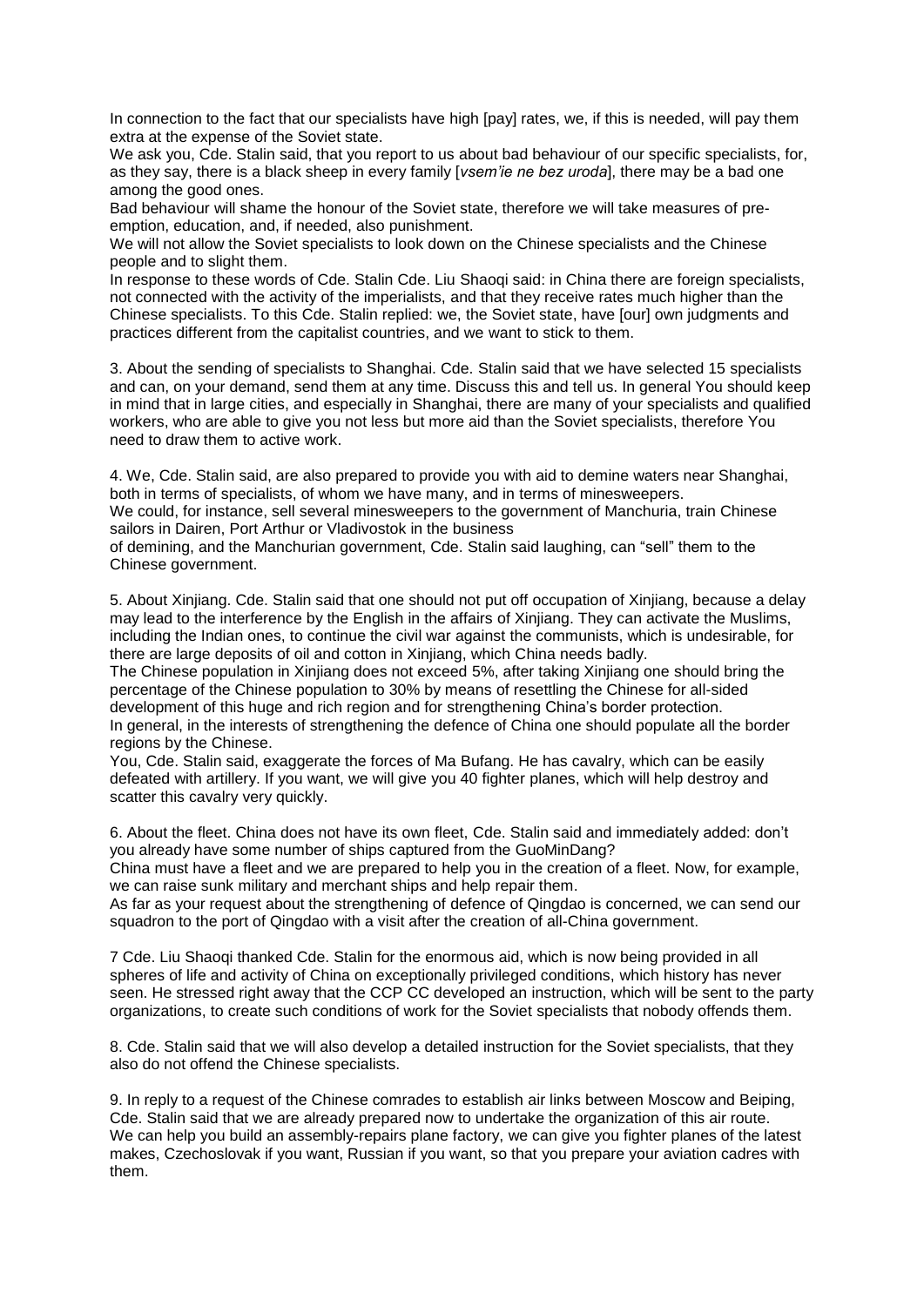In connection to the fact that our specialists have high [pay] rates, we, if this is needed, will pay them extra at the expense of the Soviet state.

We ask you, Cde. Stalin said, that you report to us about bad behaviour of our specific specialists, for, as they say, there is a black sheep in every family [*vsem'ie ne bez uroda*], there may be a bad one among the good ones.

Bad behaviour will shame the honour of the Soviet state, therefore we will take measures of pre-emption, education, and, if needed, also punishment.

We will not allow the Soviet specialists to look down on the Chinese specialists and the Chinese people and to slight them.

In response to these words of Cde. Stalin Cde. Liu Shaoqi said: in China there are foreign specialists, not connected with the activity of the imperialists, and that they receive rates much higher than the Chinese specialists. To this Cde. Stalin replied: we, the Soviet state, have [our] own judgments and practices different from the capitalist countries, and we want to stick to them.

3. About the sending of specialists to Shanghai. Cde. Stalin said that we have selected 15 specialists and can, on your demand, send them at any time. Discuss this and tell us. In general You should keep in mind that in large cities, and especially in Shanghai, there are many of your specialists and qualified workers, who are able to give you not less but more aid than the Soviet specialists, therefore You need to draw them to active work.

4. We, Cde. Stalin said, are also prepared to provide you with aid to demine waters near Shanghai, both in terms of specialists, of whom we have many, and in terms of minesweepers.

We could, for instance, sell several minesweepers to the government of Manchuria, train Chinese sailors in Dairen, Port Arthur or Vladivostok in the business of demining, and the Manchurian government, Cde. Stalin said laughing, can "sell" them to the Chinese government.

5. About Xinjiang. Cde. Stalin said that one should not put off occupation of Xinjiang, because a delay may lead to the interference by the English in the affairs of Xinjiang. They can activate the Muslims, including the Indian ones, to continue the civil war against the communists, which is undesirable, for there are large deposits of oil and cotton in Xinjiang, which China needs badly.

The Chinese population in Xinjiang does not exceed 5%, after taking Xinjiang one should bring the percentage of the Chinese population to 30% by means of resettling the Chinese for all-sided development of this huge and rich region and for strengthening China's border protection.

In general, in the interests of strengthening the defence of China one should populate all the border regions by the Chinese.

You, Cde. Stalin said, exaggerate the forces of Ma Bufang. He has cavalry, which can be easily defeated with artillery. If you want, we will give you 40 fighter planes, which will help destroy and scatter this cavalry very quickly.

6. About the fleet. China does not have its own fleet, Cde. Stalin said and immediately added: don't you already have some number of ships captured from the GuoMinDang?

China must have a fleet and we are prepared to help you in the creation of a fleet. Now, for example, we can raise sunk military and merchant ships and help repair them.

As far as your request about the strengthening of defence of Qingdao is concerned, we can send our squadron to the port of Qingdao with a visit after the creation of all-China government.

7 Cde. Liu Shaoqi thanked Cde. Stalin for the enormous aid, which is now being provided in all spheres of life and activity of China on exceptionally privileged conditions, which history has never seen. He stressed right away that the CCP CC developed an instruction, which will be sent to the party organizations, to create such conditions of work for the Soviet specialists that nobody offends them.

8. Cde. Stalin said that we will also develop a detailed instruction for the Soviet specialists, that they also do not offend the Chinese specialists.

9. In reply to a request of the Chinese comrades to establish air links between Moscow and Beiping, Cde. Stalin said that we are already prepared now to undertake the organization of this air route. We can help you build an assembly-repairs plane factory, we can give you fighter planes of the latest makes, Czechoslovak if you want, Russian if you want, so that you prepare your aviation cadres with them.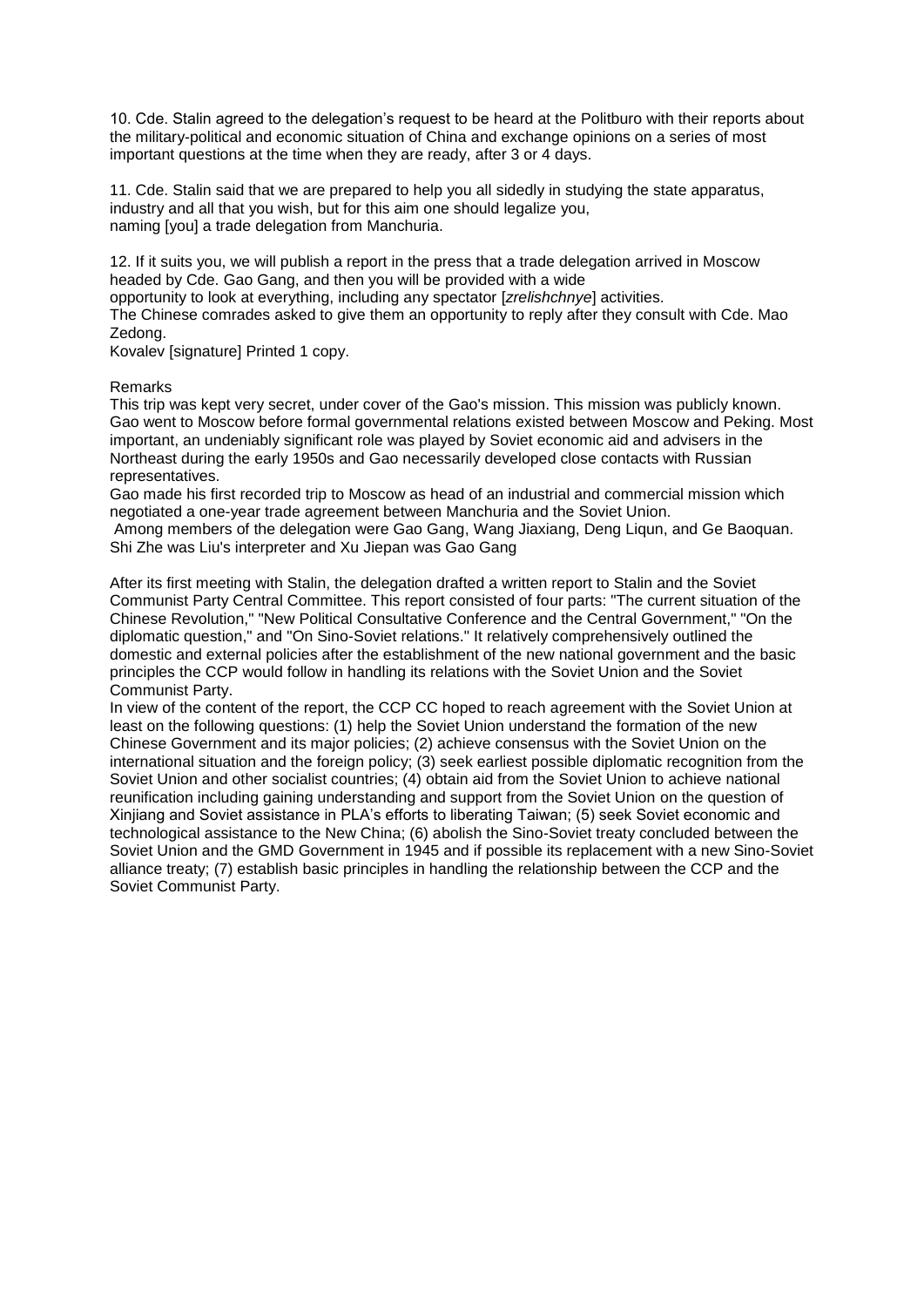10. Cde. Stalin agreed to the delegation's request to be heard at the Politburo with their reports about the military-political and economic situation of China and exchange opinions on a series of most important questions at the time when they are ready, after 3 or 4 days.

11. Cde. Stalin said that we are prepared to help you all sidedly in studying the state apparatus, industry and all that you wish, but for this aim one should legalize you, naming [you] a trade delegation from Manchuria.

12. If it suits you, we will publish a report in the press that a trade delegation arrived in Moscow headed by Cde. Gao Gang, and then you will be provided with a wide opportunity to look at everything, including any spectator [*zrelishchnye*] activities.

The Chinese comrades asked to give them an opportunity to reply after they consult with Cde. Mao Zedong.

Kovalev [signature] Printed 1 copy.

Remarks

This trip was kept very secret, under cover of the Gao's mission. This mission was publicly known. Gao went to Moscow before formal governmental relations existed between Moscow and Peking. Most important, an undeniably significant role was played by Soviet economic aid and advisers in the Northeast during the early 1950s and Gao necessarily developed close contacts with Russian representatives.

Gao made his first recorded trip to Moscow as head of an industrial and commercial mission which negotiated a one-year trade agreement between Manchuria and the Soviet Union.

Among members of the delegation were Gao Gang, Wang Jiaxiang, Deng Liqun, and Ge Baoquan. Shi Zhe was Liu's interpreter and Xu Jiepan was Gao Gang

After its first meeting with Stalin, the delegation drafted a written report to Stalin and the Soviet Communist Party Central Committee. This report consisted of four parts: "The current situation of the Chinese Revolution," "New Political Consultative Conference and the Central Government," "On the diplomatic question," and "On Sino-Soviet relations." It relatively comprehensively outlined the domestic and external policies after the establishment of the new national government and the basic principles the CCP would follow in handling its relations with the Soviet Union and the Soviet Communist Party.

In view of the content of the report, the CCP CC hoped to reach agreement with the Soviet Union at least on the following questions: (1) help the Soviet Union understand the formation of the new Chinese Government and its major policies; (2) achieve consensus with the Soviet Union on the international situation and the foreign policy; (3) seek earliest possible diplomatic recognition from the Soviet Union and other socialist countries; (4) obtain aid from the Soviet Union to achieve national reunification including gaining understanding and support from the Soviet Union on the question of Xinjiang and Soviet assistance in PLA's efforts to liberating Taiwan; (5) seek Soviet economic and technological assistance to the New China; (6) abolish the Sino-Soviet treaty concluded between the Soviet Union and the GMD Government in 1945 and if possible its replacement with a new Sino-Soviet alliance treaty; (7) establish basic principles in handling the relationship between the CCP and the Soviet Communist Party.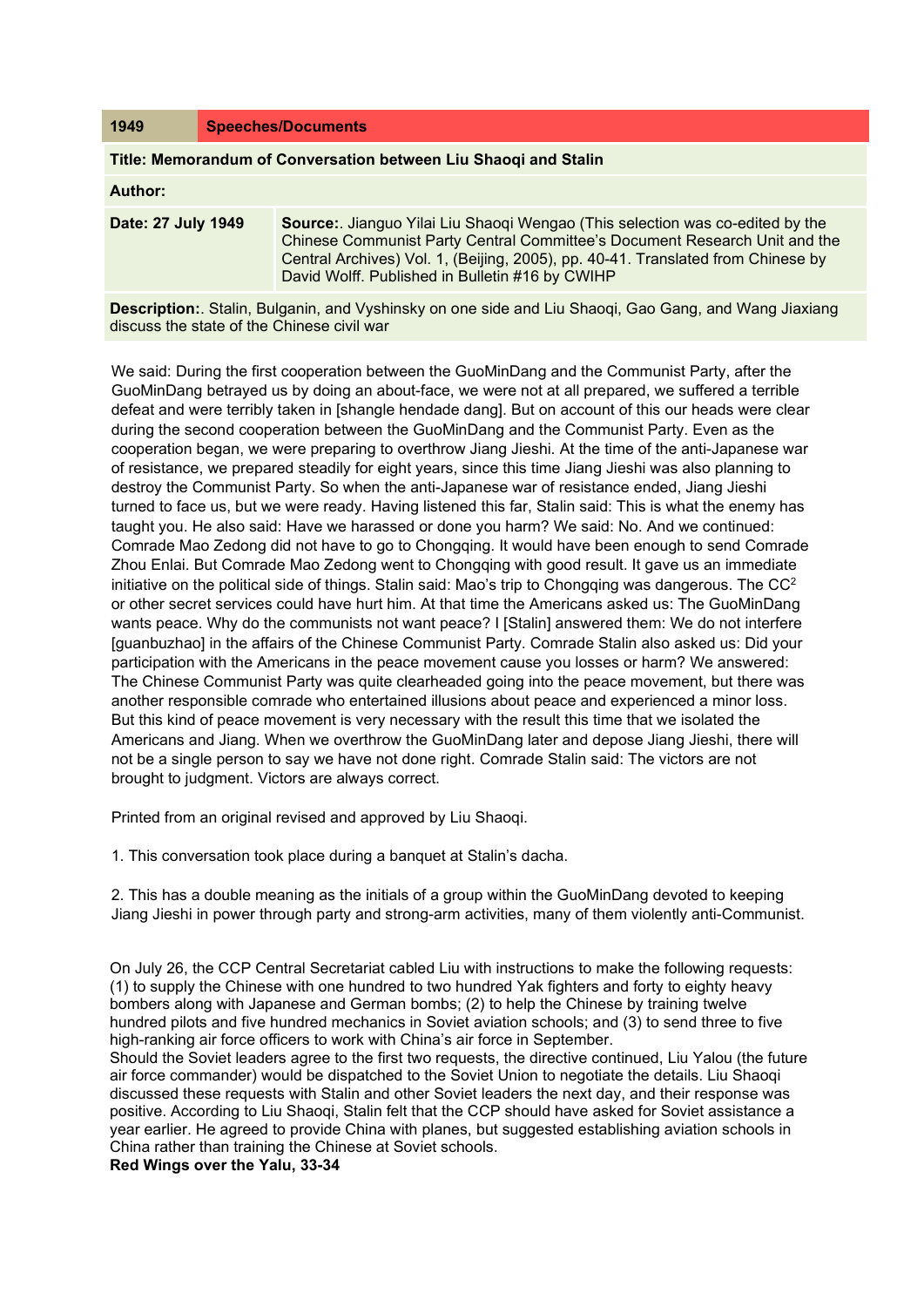| 1949 | Speeches/Documents |
| --- | --- |
| **Title: Memorandum of Conversation between Liu Shaoqi and Stalin** | |
| **Author:** | |
| **Date: 27 July 1949** | **Source:**. Jianguo Yilai Liu Shaoqi Wengao (This selection was co-edited by the Chinese Communist Party Central Committee's Document Research Unit and the Central Archives) Vol. 1, (Beijing, 2005), pp. 40-41. Translated from Chinese by David Wolff. Published in Bulletin #16 by CWIHP |
| **Description:**. Stalin, Bulganin, and Vyshinsky on one side and Liu Shaoqi, Gao Gang, and Wang Jiaxiang discuss the state of the Chinese civil war | |

We said: During the first cooperation between the GuoMinDang and the Communist Party, after the GuoMinDang betrayed us by doing an about-face, we were not at all prepared, we suffered a terrible defeat and were terribly taken in [shangle hendade dang]. But on account of this our heads were clear during the second cooperation between the GuoMinDang and the Communist Party. Even as the cooperation began, we were preparing to overthrow Jiang Jieshi. At the time of the anti-Japanese war of resistance, we prepared steadily for eight years, since this time Jiang Jieshi was also planning to destroy the Communist Party. So when the anti-Japanese war of resistance ended, Jiang Jieshi turned to face us, but we were ready. Having listened this far, Stalin said: This is what the enemy has taught you. He also said: Have we harassed or done you harm? We said: No. And we continued: Comrade Mao Zedong did not have to go to Chongqing. It would have been enough to send Comrade Zhou Enlai. But Comrade Mao Zedong went to Chongqing with good result. It gave us an immediate initiative on the political side of things. Stalin said: Mao's trip to Chongqing was dangerous. The CC[2] or other secret services could have hurt him. At that time the Americans asked us: The GuoMinDang wants peace. Why do the communists not want peace? I [Stalin] answered them: We do not interfere [guanbuzhao] in the affairs of the Chinese Communist Party. Comrade Stalin also asked us: Did your participation with the Americans in the peace movement cause you losses or harm? We answered: The Chinese Communist Party was quite clearheaded going into the peace movement, but there was another responsible comrade who entertained illusions about peace and experienced a minor loss. But this kind of peace movement is very necessary with the result this time that we isolated the Americans and Jiang. When we overthrow the GuoMinDang later and depose Jiang Jieshi, there will not be a single person to say we have not done right. Comrade Stalin said: The victors are not brought to judgment. Victors are always correct.

Printed from an original revised and approved by Liu Shaoqi.

1. This conversation took place during a banquet at Stalin's dacha.

2. This has a double meaning as the initials of a group within the GuoMinDang devoted to keeping Jiang Jieshi in power through party and strong-arm activities, many of them violently anti-Communist.

On July 26, the CCP Central Secretariat cabled Liu with instructions to make the following requests: (1) to supply the Chinese with one hundred to two hundred Yak fighters and forty to eighty heavy bombers along with Japanese and German bombs; (2) to help the Chinese by training twelve hundred pilots and five hundred mechanics in Soviet aviation schools; and (3) to send three to five high-ranking air force officers to work with China's air force in September.
Should the Soviet leaders agree to the first two requests, the directive continued, Liu Yalou (the future air force commander) would be dispatched to the Soviet Union to negotiate the details. Liu Shaoqi discussed these requests with Stalin and other Soviet leaders the next day, and their response was positive. According to Liu Shaoqi, Stalin felt that the CCP should have asked for Soviet assistance a year earlier. He agreed to provide China with planes, but suggested establishing aviation schools in China rather than training the Chinese at Soviet schools.
**Red Wings over the Yalu, 33-34**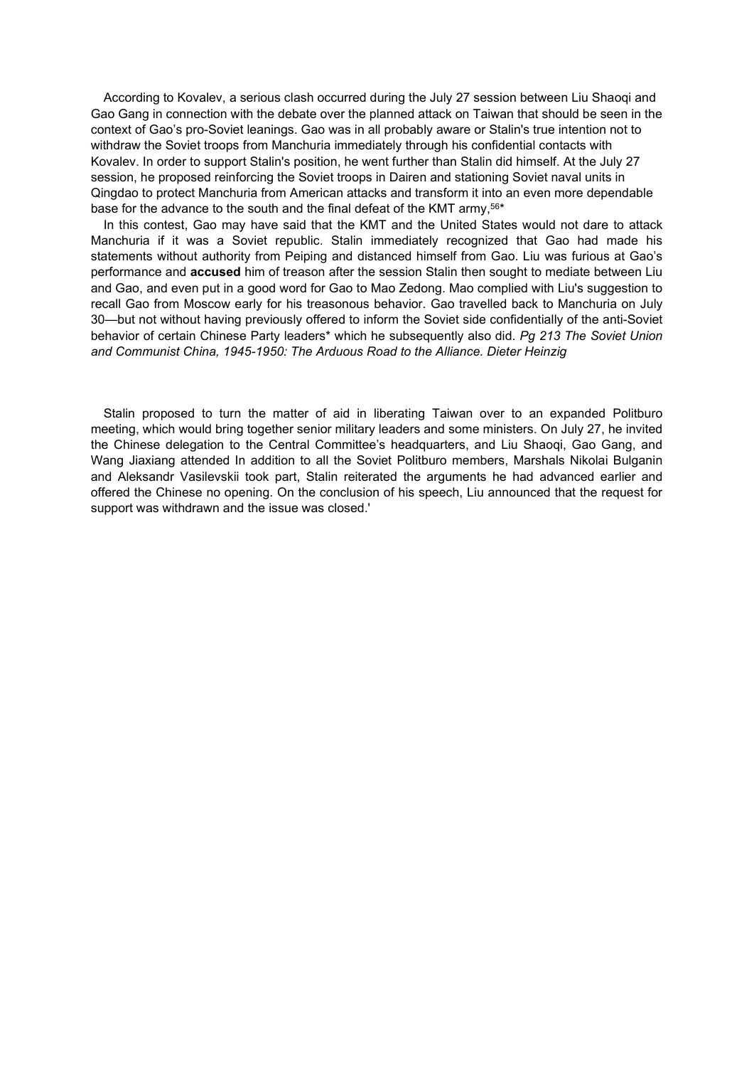According to Kovalev, a serious clash occurred during the July 27 session between Liu Shaoqi and Gao Gang in connection with the debate over the planned attack on Taiwan that should be seen in the context of Gao's pro-Soviet leanings. Gao was in all probably aware or Stalin's true intention not to withdraw the Soviet troops from Manchuria immediately through his confidential contacts with Kovalev. In order to support Stalin's position, he went further than Stalin did himself. At the July 27 session, he proposed reinforcing the Soviet troops in Dairen and stationing Soviet naval units in Qingdao to protect Manchuria from American attacks and transform it into an even more dependable base for the advance to the south and the final defeat of the KMT army,[56]*

In this contest, Gao may have said that the KMT and the United States would not dare to attack Manchuria if it was a Soviet republic. Stalin immediately recognized that Gao had made his statements without authority from Peiping and distanced himself from Gao. Liu was furious at Gao's performance and **accused** him of treason after the session Stalin then sought to mediate between Liu and Gao, and even put in a good word for Gao to Mao Zedong. Mao complied with Liu's suggestion to recall Gao from Moscow early for his treasonous behavior. Gao travelled back to Manchuria on July 30—but not without having previously offered to inform the Soviet side confidentially of the anti-Soviet behavior of certain Chinese Party leaders* which he subsequently also did. *Pg 213 The Soviet Union and Communist China, 1945-1950: The Arduous Road to the Alliance. Dieter Heinzig*

Stalin proposed to turn the matter of aid in liberating Taiwan over to an expanded Politburo meeting, which would bring together senior military leaders and some ministers. On July 27, he invited the Chinese delegation to the Central Committee's headquarters, and Liu Shaoqi, Gao Gang, and Wang Jiaxiang attended In addition to all the Soviet Politburo members, Marshals Nikolai Bulganin and Aleksandr Vasilevskii took part, Stalin reiterated the arguments he had advanced earlier and offered the Chinese no opening. On the conclusion of his speech, Liu announced that the request for support was withdrawn and the issue was closed.'